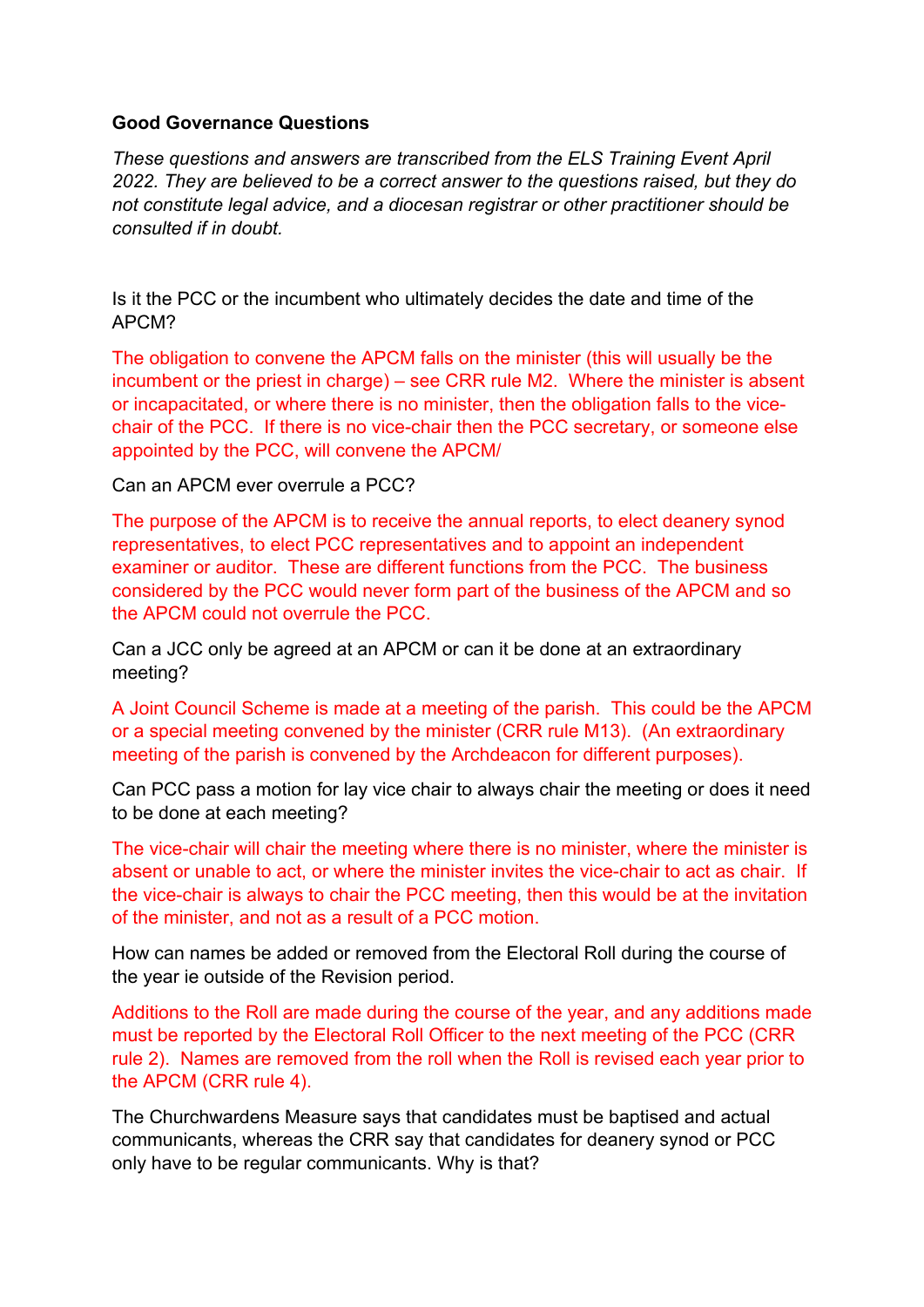**Good Governance Questions**

*These questions and answers are transcribed from the ELS Training Event April 2022. They are believed to be a correct answer to the questions raised, but they do not constitute legal advice, and a diocesan registrar or other practitioner should be consulted if in doubt.*

Is it the PCC or the incumbent who ultimately decides the date and time of the APCM?

The obligation to convene the APCM falls on the minister (this will usually be the incumbent or the priest in charge) – see CRR rule M2. Where the minister is absent or incapacitated, or where there is no minister, then the obligation falls to the vice-chair of the PCC. If there is no vice-chair then the PCC secretary, or someone else appointed by the PCC, will convene the APCM/

Can an APCM ever overrule a PCC?

The purpose of the APCM is to receive the annual reports, to elect deanery synod representatives, to elect PCC representatives and to appoint an independent examiner or auditor. These are different functions from the PCC. The business considered by the PCC would never form part of the business of the APCM and so the APCM could not overrule the PCC.

Can a JCC only be agreed at an APCM or can it be done at an extraordinary meeting?

A Joint Council Scheme is made at a meeting of the parish. This could be the APCM or a special meeting convened by the minister (CRR rule M13). (An extraordinary meeting of the parish is convened by the Archdeacon for different purposes).

Can PCC pass a motion for lay vice chair to always chair the meeting or does it need to be done at each meeting?

The vice-chair will chair the meeting where there is no minister, where the minister is absent or unable to act, or where the minister invites the vice-chair to act as chair. If the vice-chair is always to chair the PCC meeting, then this would be at the invitation of the minister, and not as a result of a PCC motion.

How can names be added or removed from the Electoral Roll during the course of the year ie outside of the Revision period.

Additions to the Roll are made during the course of the year, and any additions made must be reported by the Electoral Roll Officer to the next meeting of the PCC (CRR rule 2). Names are removed from the roll when the Roll is revised each year prior to the APCM (CRR rule 4).

The Churchwardens Measure says that candidates must be baptised and actual communicants, whereas the CRR say that candidates for deanery synod or PCC only have to be regular communicants. Why is that?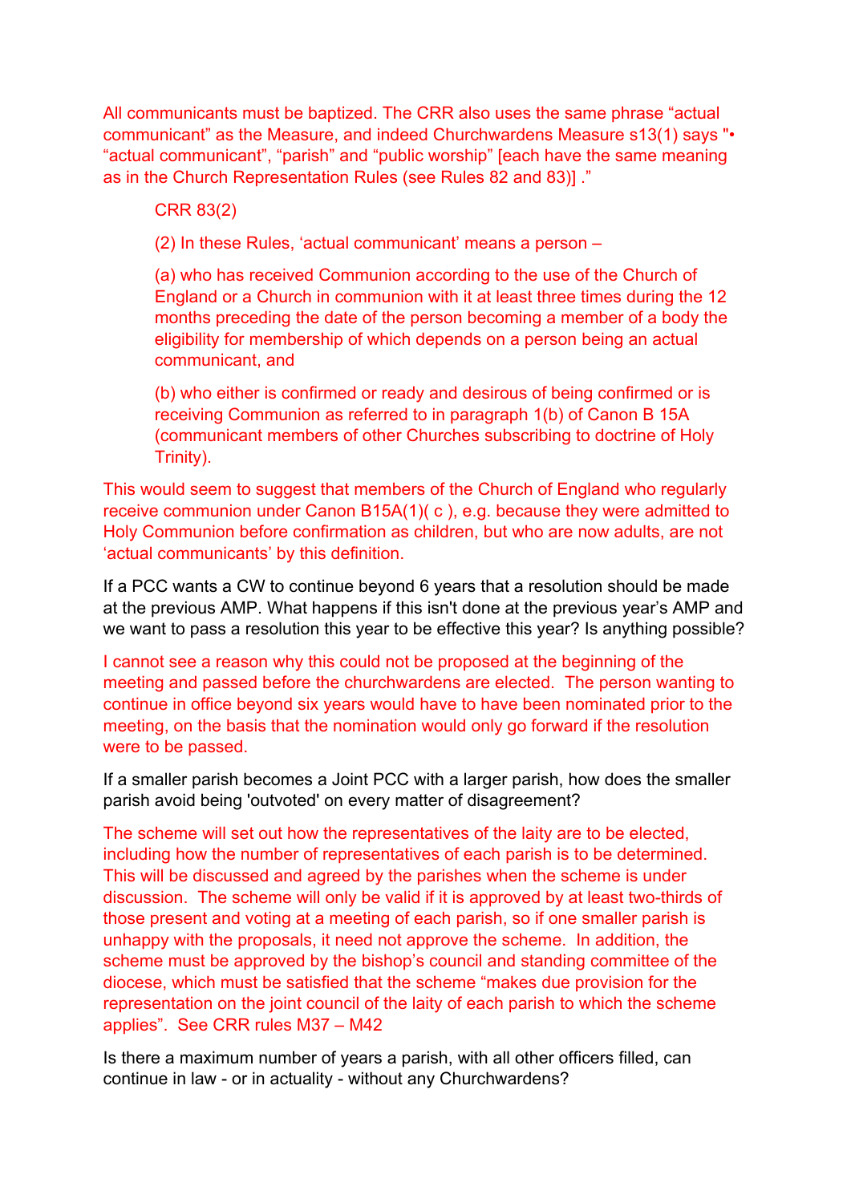All communicants must be baptized. The CRR also uses the same phrase "actual communicant" as the Measure, and indeed Churchwardens Measure s13(1) says "• "actual communicant", "parish" and "public worship" [each have the same meaning as in the Church Representation Rules (see Rules 82 and 83)] ."

> CRR 83(2)
>
> (2) In these Rules, 'actual communicant' means a person –
>
> (a) who has received Communion according to the use of the Church of England or a Church in communion with it at least three times during the 12 months preceding the date of the person becoming a member of a body the eligibility for membership of which depends on a person being an actual communicant, and
>
> (b) who either is confirmed or ready and desirous of being confirmed or is receiving Communion as referred to in paragraph 1(b) of Canon B 15A (communicant members of other Churches subscribing to doctrine of Holy Trinity).

This would seem to suggest that members of the Church of England who regularly receive communion under Canon B15A(1)( c ), e.g. because they were admitted to Holy Communion before confirmation as children, but who are now adults, are not 'actual communicants' by this definition.

If a PCC wants a CW to continue beyond 6 years that a resolution should be made at the previous AMP. What happens if this isn't done at the previous year's AMP and we want to pass a resolution this year to be effective this year? Is anything possible?

I cannot see a reason why this could not be proposed at the beginning of the meeting and passed before the churchwardens are elected. The person wanting to continue in office beyond six years would have to have been nominated prior to the meeting, on the basis that the nomination would only go forward if the resolution were to be passed.

If a smaller parish becomes a Joint PCC with a larger parish, how does the smaller parish avoid being 'outvoted' on every matter of disagreement?

The scheme will set out how the representatives of the laity are to be elected, including how the number of representatives of each parish is to be determined. This will be discussed and agreed by the parishes when the scheme is under discussion. The scheme will only be valid if it is approved by at least two-thirds of those present and voting at a meeting of each parish, so if one smaller parish is unhappy with the proposals, it need not approve the scheme. In addition, the scheme must be approved by the bishop's council and standing committee of the diocese, which must be satisfied that the scheme "makes due provision for the representation on the joint council of the laity of each parish to which the scheme applies". See CRR rules M37 – M42

Is there a maximum number of years a parish, with all other officers filled, can continue in law - or in actuality - without any Churchwardens?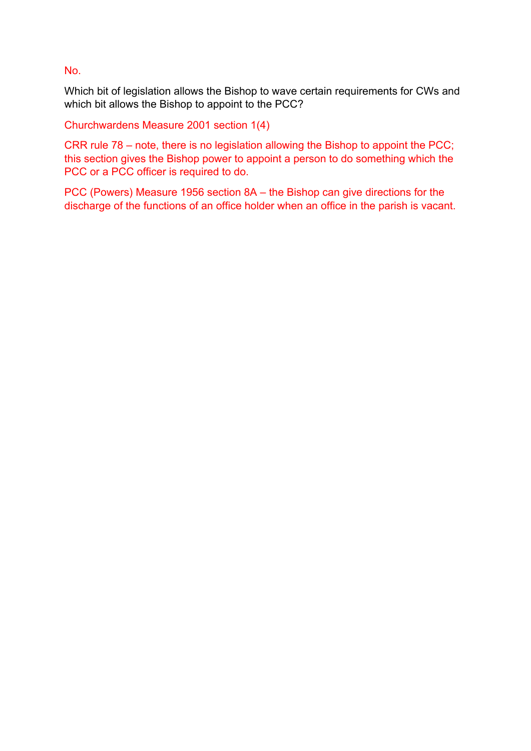No.

Which bit of legislation allows the Bishop to wave certain requirements for CWs and which bit allows the Bishop to appoint to the PCC?

Churchwardens Measure 2001 section 1(4)

CRR rule 78 – note, there is no legislation allowing the Bishop to appoint the PCC; this section gives the Bishop power to appoint a person to do something which the PCC or a PCC officer is required to do.

PCC (Powers) Measure 1956 section 8A – the Bishop can give directions for the discharge of the functions of an office holder when an office in the parish is vacant.